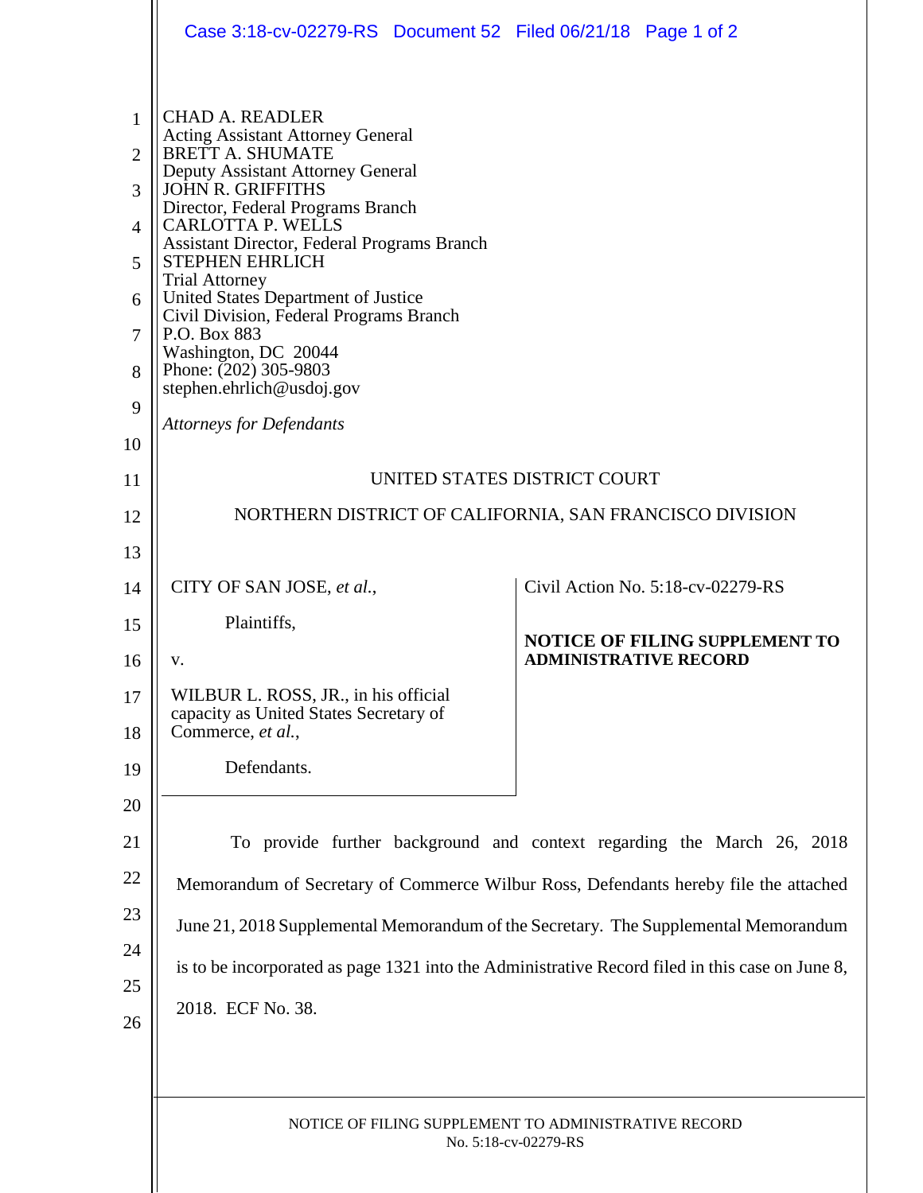CHAD A. READLER
Acting Assistant Attorney General
BRETT A. SHUMATE
Deputy Assistant Attorney General
JOHN R. GRIFFITHS
Director, Federal Programs Branch
CARLOTTA P. WELLS
Assistant Director, Federal Programs Branch
STEPHEN EHRLICH
Trial Attorney
United States Department of Justice
Civil Division, Federal Programs Branch
P.O. Box 883
Washington, DC 20044
Phone: (202) 305-9803
stephen.ehrlich@usdoj.gov

*Attorneys for Defendants*

UNITED STATES DISTRICT COURT

NORTHERN DISTRICT OF CALIFORNIA, SAN FRANCISCO DIVISION

| | |
|---|---|
| CITY OF SAN JOSE, *et al.*,<br><br>Plaintiffs,<br><br>v.<br><br>WILBUR L. ROSS, JR., in his official capacity as United States Secretary of Commerce, *et al.*,<br><br>Defendants. | Civil Action No. 5:18-cv-02279-RS<br><br>**NOTICE OF FILING SUPPLEMENT TO ADMINISTRATIVE RECORD** |

To provide further background and context regarding the March 26, 2018 Memorandum of Secretary of Commerce Wilbur Ross, Defendants hereby file the attached June 21, 2018 Supplemental Memorandum of the Secretary. The Supplemental Memorandum is to be incorporated as page 1321 into the Administrative Record filed in this case on June 8, 2018. ECF No. 38.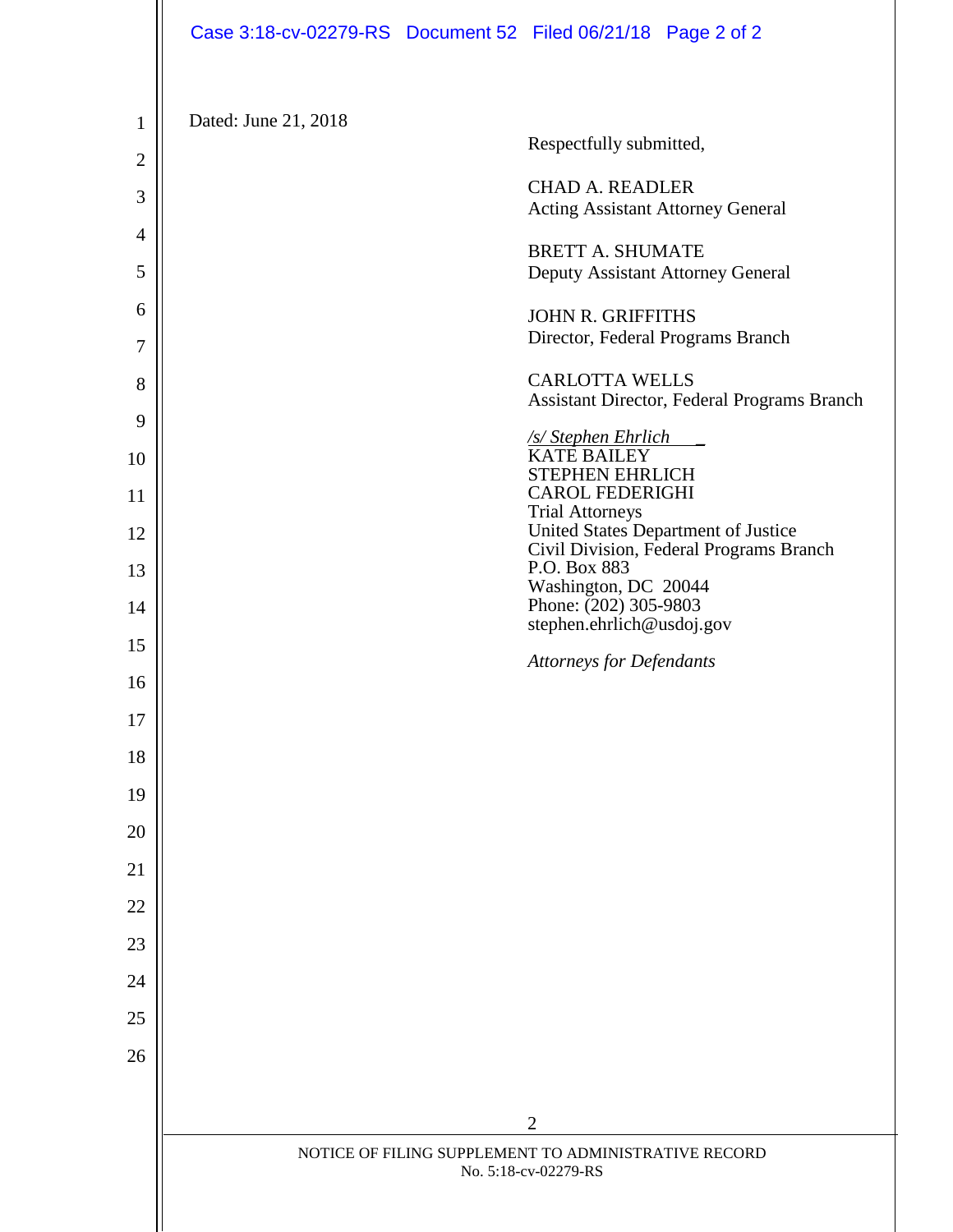Dated: June 21, 2018

Respectfully submitted,

CHAD A. READLER
Acting Assistant Attorney General

BRETT A. SHUMATE
Deputy Assistant Attorney General

JOHN R. GRIFFITHS
Director, Federal Programs Branch

CARLOTTA WELLS
Assistant Director, Federal Programs Branch

*/s/ Stephen Ehrlich*
KATE BAILEY
STEPHEN EHRLICH
CAROL FEDERIGHI
Trial Attorneys
United States Department of Justice
Civil Division, Federal Programs Branch
P.O. Box 883
Washington, DC 20044
Phone: (202) 305-9803
stephen.ehrlich@usdoj.gov

*Attorneys for Defendants*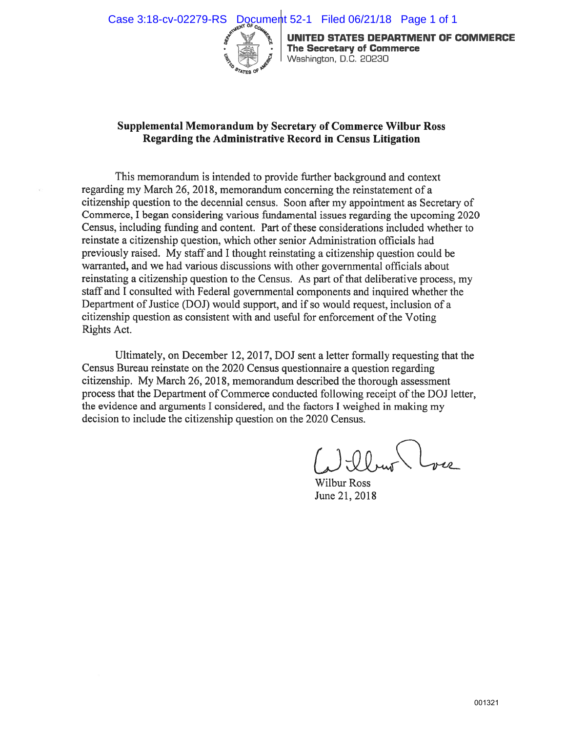**UNITED STATES DEPARTMENT OF COMMERCE**
**The Secretary of Commerce**
Washington, D.C. 20230

## Supplemental Memorandum by Secretary of Commerce Wilbur Ross Regarding the Administrative Record in Census Litigation

This memorandum is intended to provide further background and context regarding my March 26, 2018, memorandum concerning the reinstatement of a citizenship question to the decennial census. Soon after my appointment as Secretary of Commerce, I began considering various fundamental issues regarding the upcoming 2020 Census, including funding and content. Part of these considerations included whether to reinstate a citizenship question, which other senior Administration officials had previously raised. My staff and I thought reinstating a citizenship question could be warranted, and we had various discussions with other governmental officials about reinstating a citizenship question to the Census. As part of that deliberative process, my staff and I consulted with Federal governmental components and inquired whether the Department of Justice (DOJ) would support, and if so would request, inclusion of a citizenship question as consistent with and useful for enforcement of the Voting Rights Act.

Ultimately, on December 12, 2017, DOJ sent a letter formally requesting that the Census Bureau reinstate on the 2020 Census questionnaire a question regarding citizenship. My March 26, 2018, memorandum described the thorough assessment process that the Department of Commerce conducted following receipt of the DOJ letter, the evidence and arguments I considered, and the factors I weighed in making my decision to include the citizenship question on the 2020 Census.

Wilbur Ross
June 21, 2018

001321